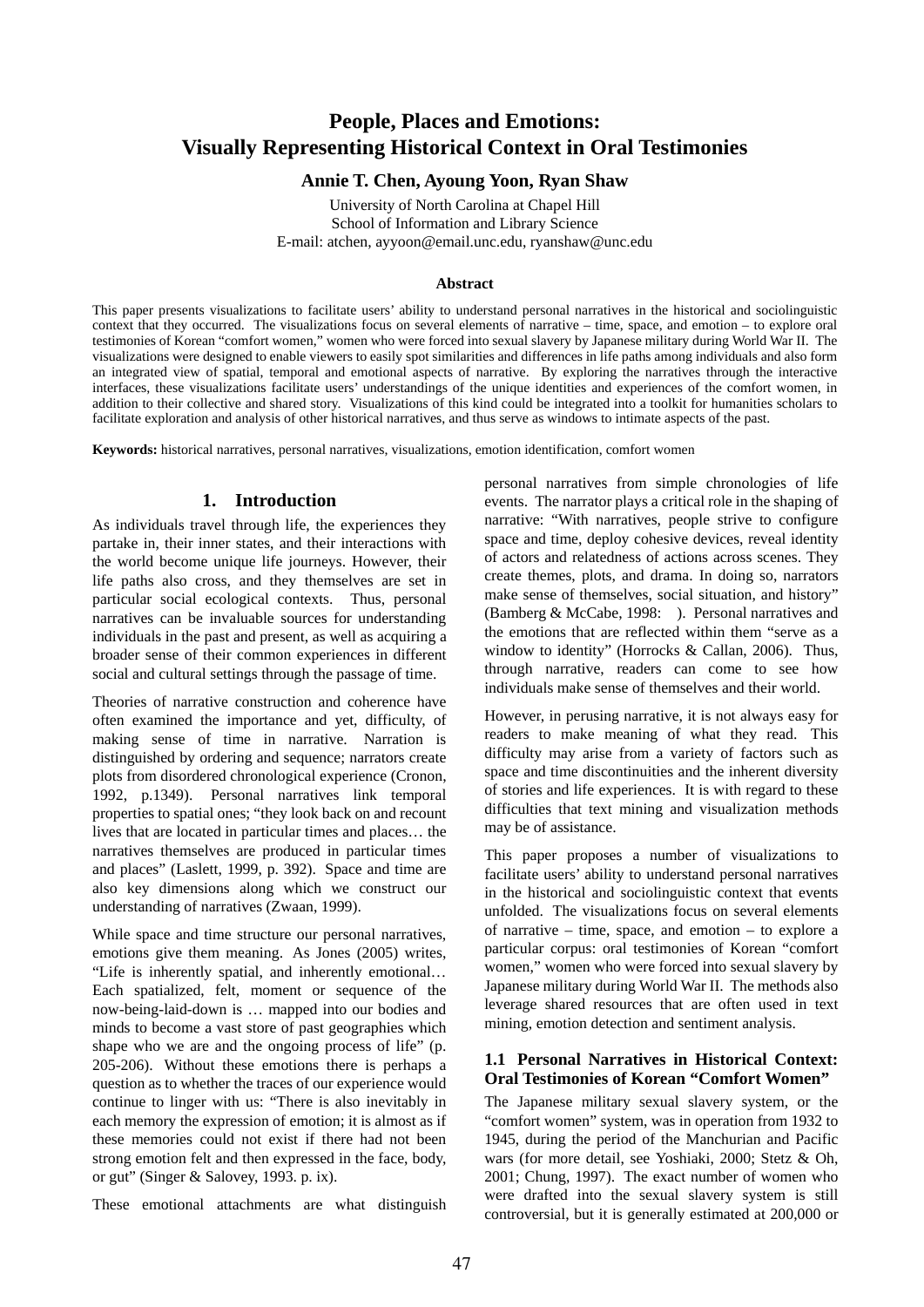# People, Places and Emotions: Visually Representing Historical Context in Oral Testimonies

**Annie T. Chen, Ayoung Yoon, Ryan Shaw**

University of North Carolina at Chapel Hill
School of Information and Library Science
E-mail: atchen, ayyoon@email.unc.edu, ryanshaw@unc.edu

### Abstract

This paper presents visualizations to facilitate users' ability to understand personal narratives in the historical and sociolinguistic context that they occurred. The visualizations focus on several elements of narrative – time, space, and emotion – to explore oral testimonies of Korean "comfort women," women who were forced into sexual slavery by Japanese military during World War II. The visualizations were designed to enable viewers to easily spot similarities and differences in life paths among individuals and also form an integrated view of spatial, temporal and emotional aspects of narrative. By exploring the narratives through the interactive interfaces, these visualizations facilitate users' understandings of the unique identities and experiences of the comfort women, in addition to their collective and shared story. Visualizations of this kind could be integrated into a toolkit for humanities scholars to facilitate exploration and analysis of other historical narratives, and thus serve as windows to intimate aspects of the past.

**Keywords:** historical narratives, personal narratives, visualizations, emotion identification, comfort women

## 1. Introduction

As individuals travel through life, the experiences they partake in, their inner states, and their interactions with the world become unique life journeys. However, their life paths also cross, and they themselves are set in particular social ecological contexts. Thus, personal narratives can be invaluable sources for understanding individuals in the past and present, as well as acquiring a broader sense of their common experiences in different social and cultural settings through the passage of time.

Theories of narrative construction and coherence have often examined the importance and yet, difficulty, of making sense of time in narrative. Narration is distinguished by ordering and sequence; narrators create plots from disordered chronological experience (Cronon, 1992, p.1349). Personal narratives link temporal properties to spatial ones; "they look back on and recount lives that are located in particular times and places… the narratives themselves are produced in particular times and places" (Laslett, 1999, p. 392). Space and time are also key dimensions along which we construct our understanding of narratives (Zwaan, 1999).

While space and time structure our personal narratives, emotions give them meaning. As Jones (2005) writes, "Life is inherently spatial, and inherently emotional… Each spatialized, felt, moment or sequence of the now-being-laid-down is … mapped into our bodies and minds to become a vast store of past geographies which shape who we are and the ongoing process of life" (p. 205-206). Without these emotions there is perhaps a question as to whether the traces of our experience would continue to linger with us: "There is also inevitably in each memory the expression of emotion; it is almost as if these memories could not exist if there had not been strong emotion felt and then expressed in the face, body, or gut" (Singer & Salovey, 1993. p. ix).

These emotional attachments are what distinguish personal narratives from simple chronologies of life events. The narrator plays a critical role in the shaping of narrative: "With narratives, people strive to configure space and time, deploy cohesive devices, reveal identity of actors and relatedness of actions across scenes. They create themes, plots, and drama. In doing so, narrators make sense of themselves, social situation, and history" (Bamberg & McCabe, 1998: ). Personal narratives and the emotions that are reflected within them "serve as a window to identity" (Horrocks & Callan, 2006). Thus, through narrative, readers can come to see how individuals make sense of themselves and their world.

However, in perusing narrative, it is not always easy for readers to make meaning of what they read. This difficulty may arise from a variety of factors such as space and time discontinuities and the inherent diversity of stories and life experiences. It is with regard to these difficulties that text mining and visualization methods may be of assistance.

This paper proposes a number of visualizations to facilitate users' ability to understand personal narratives in the historical and sociolinguistic context that events unfolded. The visualizations focus on several elements of narrative – time, space, and emotion – to explore a particular corpus: oral testimonies of Korean "comfort women," women who were forced into sexual slavery by Japanese military during World War II. The methods also leverage shared resources that are often used in text mining, emotion detection and sentiment analysis.

### 1.1 Personal Narratives in Historical Context: Oral Testimonies of Korean "Comfort Women"

The Japanese military sexual slavery system, or the "comfort women" system, was in operation from 1932 to 1945, during the period of the Manchurian and Pacific wars (for more detail, see Yoshiaki, 2000; Stetz & Oh, 2001; Chung, 1997). The exact number of women who were drafted into the sexual slavery system is still controversial, but it is generally estimated at 200,000 or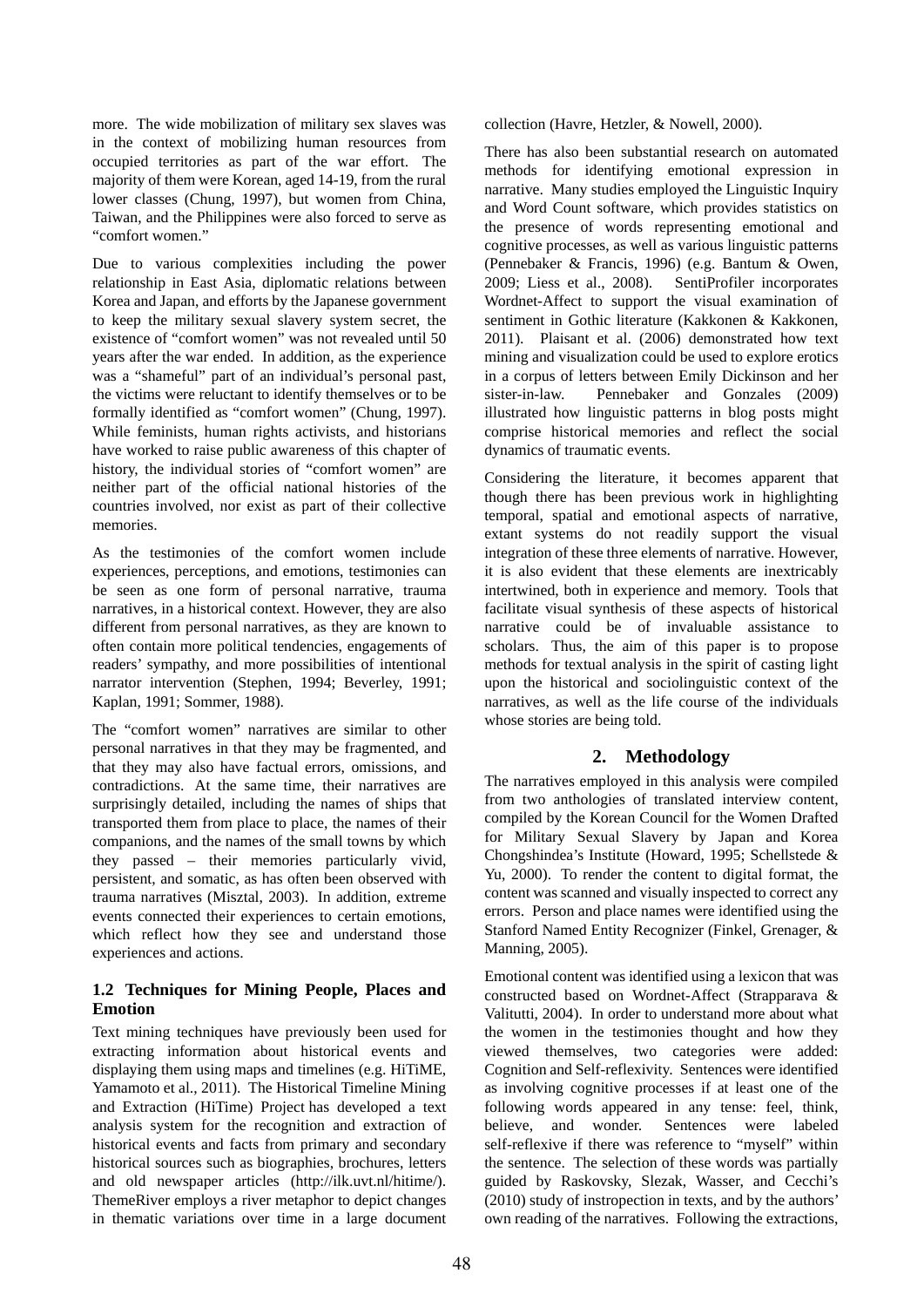more. The wide mobilization of military sex slaves was in the context of mobilizing human resources from occupied territories as part of the war effort. The majority of them were Korean, aged 14-19, from the rural lower classes (Chung, 1997), but women from China, Taiwan, and the Philippines were also forced to serve as "comfort women."

Due to various complexities including the power relationship in East Asia, diplomatic relations between Korea and Japan, and efforts by the Japanese government to keep the military sexual slavery system secret, the existence of "comfort women" was not revealed until 50 years after the war ended. In addition, as the experience was a "shameful" part of an individual's personal past, the victims were reluctant to identify themselves or to be formally identified as "comfort women" (Chung, 1997). While feminists, human rights activists, and historians have worked to raise public awareness of this chapter of history, the individual stories of "comfort women" are neither part of the official national histories of the countries involved, nor exist as part of their collective memories.

As the testimonies of the comfort women include experiences, perceptions, and emotions, testimonies can be seen as one form of personal narrative, trauma narratives, in a historical context. However, they are also different from personal narratives, as they are known to often contain more political tendencies, engagements of readers' sympathy, and more possibilities of intentional narrator intervention (Stephen, 1994; Beverley, 1991; Kaplan, 1991; Sommer, 1988).

The "comfort women" narratives are similar to other personal narratives in that they may be fragmented, and that they may also have factual errors, omissions, and contradictions. At the same time, their narratives are surprisingly detailed, including the names of ships that transported them from place to place, the names of their companions, and the names of the small towns by which they passed – their memories particularly vivid, persistent, and somatic, as has often been observed with trauma narratives (Misztal, 2003). In addition, extreme events connected their experiences to certain emotions, which reflect how they see and understand those experiences and actions.

### 1.2 Techniques for Mining People, Places and Emotion

Text mining techniques have previously been used for extracting information about historical events and displaying them using maps and timelines (e.g. HiTiME, Yamamoto et al., 2011). The Historical Timeline Mining and Extraction (HiTime) Project has developed a text analysis system for the recognition and extraction of historical events and facts from primary and secondary historical sources such as biographies, brochures, letters and old newspaper articles (http://ilk.uvt.nl/hitime/). ThemeRiver employs a river metaphor to depict changes in thematic variations over time in a large document collection (Havre, Hetzler, & Nowell, 2000).

There has also been substantial research on automated methods for identifying emotional expression in narrative. Many studies employed the Linguistic Inquiry and Word Count software, which provides statistics on the presence of words representing emotional and cognitive processes, as well as various linguistic patterns (Pennebaker & Francis, 1996) (e.g. Bantum & Owen, 2009; Liess et al., 2008). SentiProfiler incorporates Wordnet-Affect to support the visual examination of sentiment in Gothic literature (Kakkonen & Kakkonen, 2011). Plaisant et al. (2006) demonstrated how text mining and visualization could be used to explore erotics in a corpus of letters between Emily Dickinson and her sister-in-law. Pennebaker and Gonzales (2009) illustrated how linguistic patterns in blog posts might comprise historical memories and reflect the social dynamics of traumatic events.

Considering the literature, it becomes apparent that though there has been previous work in highlighting temporal, spatial and emotional aspects of narrative, extant systems do not readily support the visual integration of these three elements of narrative. However, it is also evident that these elements are inextricably intertwined, both in experience and memory. Tools that facilitate visual synthesis of these aspects of historical narrative could be of invaluable assistance to scholars. Thus, the aim of this paper is to propose methods for textual analysis in the spirit of casting light upon the historical and sociolinguistic context of the narratives, as well as the life course of the individuals whose stories are being told.

## 2. Methodology

The narratives employed in this analysis were compiled from two anthologies of translated interview content, compiled by the Korean Council for the Women Drafted for Military Sexual Slavery by Japan and Korea Chongshindea's Institute (Howard, 1995; Schellstede & Yu, 2000). To render the content to digital format, the content was scanned and visually inspected to correct any errors. Person and place names were identified using the Stanford Named Entity Recognizer (Finkel, Grenager, & Manning, 2005).

Emotional content was identified using a lexicon that was constructed based on Wordnet-Affect (Strapparava & Valitutti, 2004). In order to understand more about what the women in the testimonies thought and how they viewed themselves, two categories were added: Cognition and Self-reflexivity. Sentences were identified as involving cognitive processes if at least one of the following words appeared in any tense: feel, think, believe, and wonder. Sentences were labeled self-reflexive if there was reference to "myself" within the sentence. The selection of these words was partially guided by Raskovsky, Slezak, Wasser, and Cecchi's (2010) study of instropection in texts, and by the authors' own reading of the narratives. Following the extractions,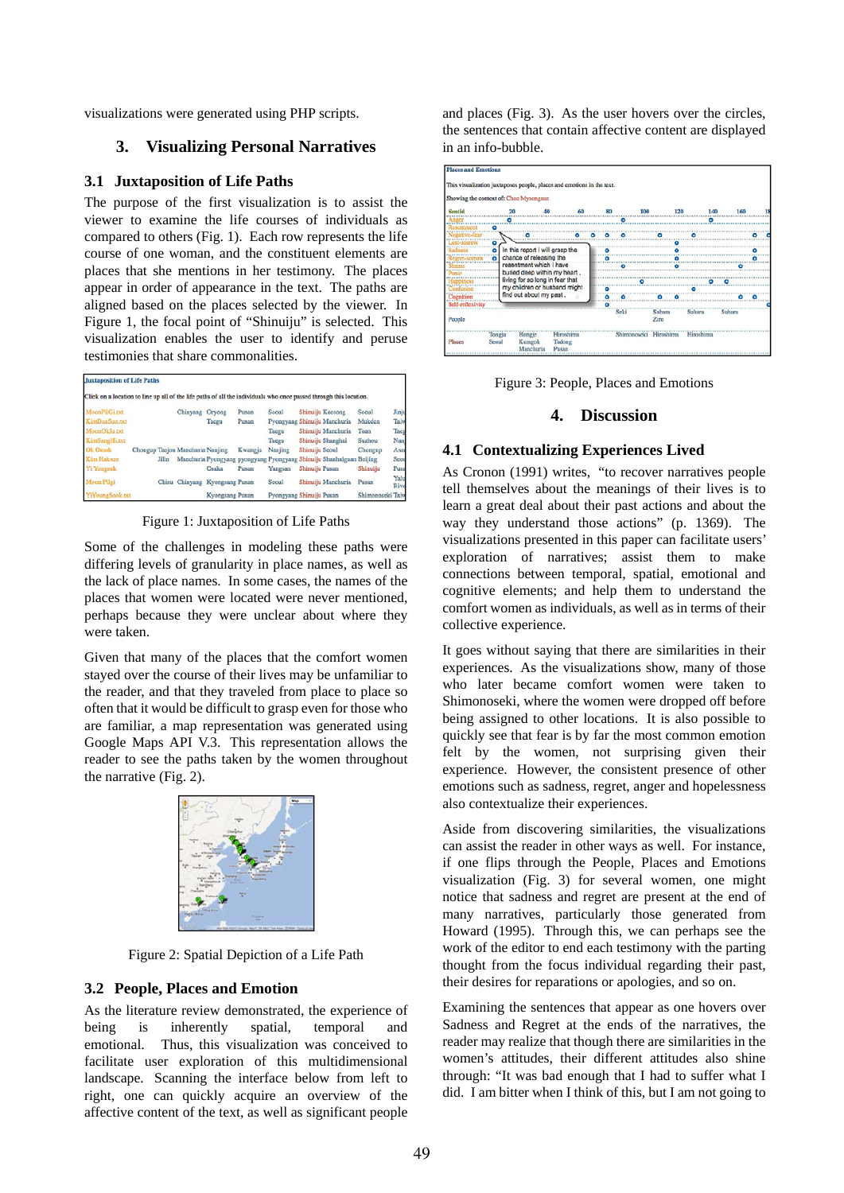visualizations were generated using PHP scripts.

## 3. Visualizing Personal Narratives

### 3.1 Juxtaposition of Life Paths

The purpose of the first visualization is to assist the viewer to examine the life courses of individuals as compared to others (Fig. 1). Each row represents the life course of one woman, and the constituent elements are places that she mentions in her testimony. The places appear in order of appearance in the text. The paths are aligned based on the places selected by the viewer. In Figure 1, the focal point of "Shinuiju" is selected. This visualization enables the user to identify and peruse testimonies that share commonalities.

Figure 1: Juxtaposition of Life Paths

Some of the challenges in modeling these paths were differing levels of granularity in place names, as well as the lack of place names. In some cases, the names of the places that women were located were never mentioned, perhaps because they were unclear about where they were taken.

Given that many of the places that the comfort women stayed over the course of their lives may be unfamiliar to the reader, and that they traveled from place to place so often that it would be difficult to grasp even for those who are familiar, a map representation was generated using Google Maps API V.3. This representation allows the reader to see the paths taken by the women throughout the narrative (Fig. 2).

Figure 2: Spatial Depiction of a Life Path

### 3.2 People, Places and Emotion

As the literature review demonstrated, the experience of being is inherently spatial, temporal and emotional. Thus, this visualization was conceived to facilitate user exploration of this multidimensional landscape. Scanning the interface below from left to right, one can quickly acquire an overview of the affective content of the text, as well as significant people and places (Fig. 3). As the user hovers over the circles, the sentences that contain affective content are displayed in an info-bubble.

Figure 3: People, Places and Emotions

## 4. Discussion

### 4.1 Contextualizing Experiences Lived

As Cronon (1991) writes, "to recover narratives people tell themselves about the meanings of their lives is to learn a great deal about their past actions and about the way they understand those actions" (p. 1369). The visualizations presented in this paper can facilitate users' exploration of narratives; assist them to make connections between temporal, spatial, emotional and cognitive elements; and help them to understand the comfort women as individuals, as well as in terms of their collective experience.

It goes without saying that there are similarities in their experiences. As the visualizations show, many of those who later became comfort women were taken to Shimonoseki, where the women were dropped off before being assigned to other locations. It is also possible to quickly see that fear is by far the most common emotion felt by the women, not surprising given their experience. However, the consistent presence of other emotions such as sadness, regret, anger and hopelessness also contextualize their experiences.

Aside from discovering similarities, the visualizations can assist the reader in other ways as well. For instance, if one flips through the People, Places and Emotions visualization (Fig. 3) for several women, one might notice that sadness and regret are present at the end of many narratives, particularly those generated from Howard (1995). Through this, we can perhaps see the work of the editor to end each testimony with the parting thought from the focus individual regarding their past, their desires for reparations or apologies, and so on.

Examining the sentences that appear as one hovers over Sadness and Regret at the ends of the narratives, the reader may realize that though there are similarities in the women's attitudes, their different attitudes also shine through: "It was bad enough that I had to suffer what I did. I am bitter when I think of this, but I am not going to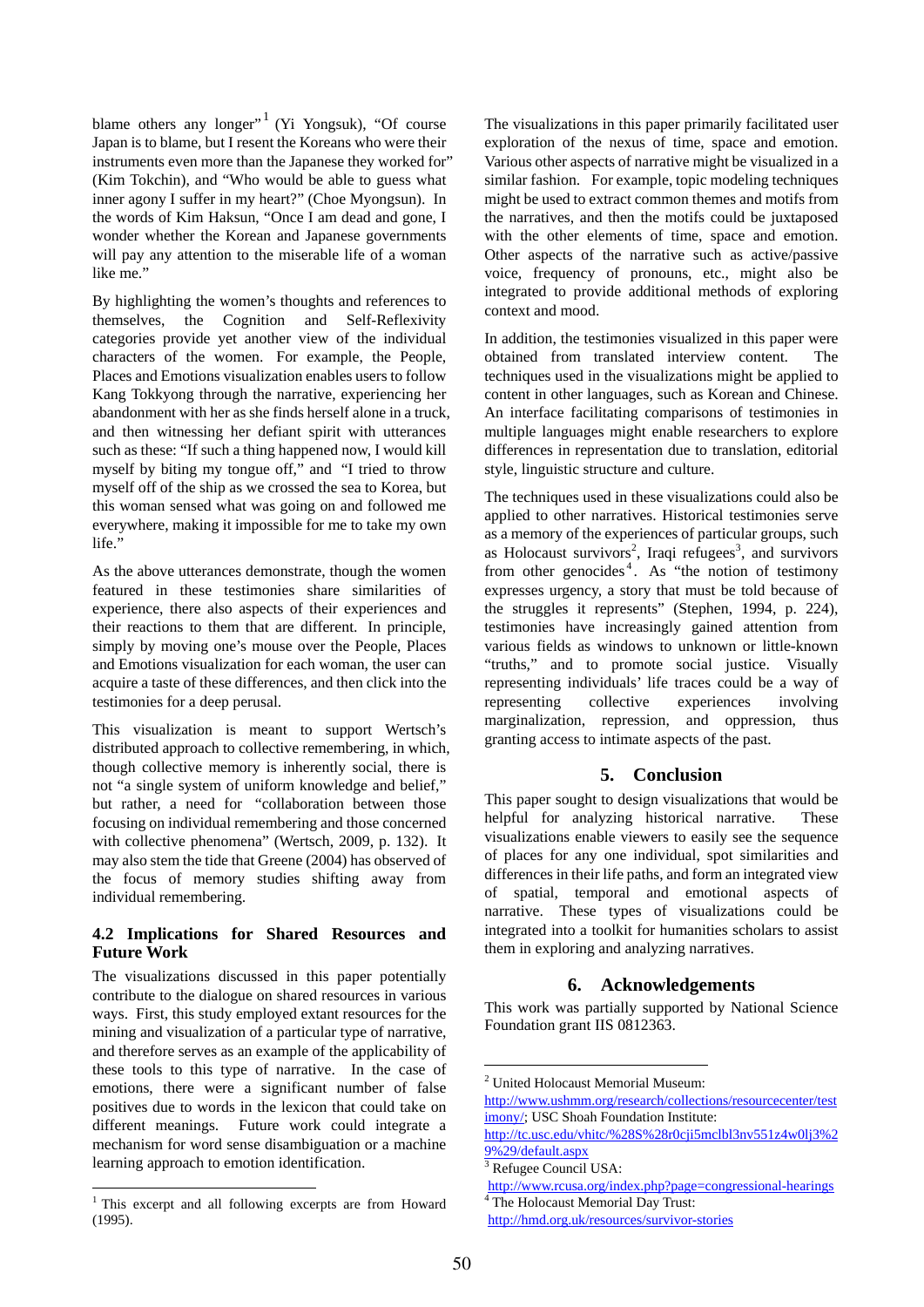blame others any longer"[1] (Yi Yongsuk), "Of course Japan is to blame, but I resent the Koreans who were their instruments even more than the Japanese they worked for" (Kim Tokchin), and "Who would be able to guess what inner agony I suffer in my heart?" (Choe Myongsun). In the words of Kim Haksun, "Once I am dead and gone, I wonder whether the Korean and Japanese governments will pay any attention to the miserable life of a woman like me."

By highlighting the women's thoughts and references to themselves, the Cognition and Self-Reflexivity categories provide yet another view of the individual characters of the women. For example, the People, Places and Emotions visualization enables users to follow Kang Tokkyong through the narrative, experiencing her abandonment with her as she finds herself alone in a truck, and then witnessing her defiant spirit with utterances such as these: "If such a thing happened now, I would kill myself by biting my tongue off," and "I tried to throw myself off of the ship as we crossed the sea to Korea, but this woman sensed what was going on and followed me everywhere, making it impossible for me to take my own life."

As the above utterances demonstrate, though the women featured in these testimonies share similarities of experience, there also aspects of their experiences and their reactions to them that are different. In principle, simply by moving one's mouse over the People, Places and Emotions visualization for each woman, the user can acquire a taste of these differences, and then click into the testimonies for a deep perusal.

This visualization is meant to support Wertsch's distributed approach to collective remembering, in which, though collective memory is inherently social, there is not "a single system of uniform knowledge and belief," but rather, a need for "collaboration between those focusing on individual remembering and those concerned with collective phenomena" (Wertsch, 2009, p. 132). It may also stem the tide that Greene (2004) has observed of the focus of memory studies shifting away from individual remembering.

### 4.2 Implications for Shared Resources and Future Work

The visualizations discussed in this paper potentially contribute to the dialogue on shared resources in various ways. First, this study employed extant resources for the mining and visualization of a particular type of narrative, and therefore serves as an example of the applicability of these tools to this type of narrative. In the case of emotions, there were a significant number of false positives due to words in the lexicon that could take on different meanings. Future work could integrate a mechanism for word sense disambiguation or a machine learning approach to emotion identification.

The visualizations in this paper primarily facilitated user exploration of the nexus of time, space and emotion. Various other aspects of narrative might be visualized in a similar fashion. For example, topic modeling techniques might be used to extract common themes and motifs from the narratives, and then the motifs could be juxtaposed with the other elements of time, space and emotion. Other aspects of the narrative such as active/passive voice, frequency of pronouns, etc., might also be integrated to provide additional methods of exploring context and mood.

In addition, the testimonies visualized in this paper were obtained from translated interview content. The techniques used in the visualizations might be applied to content in other languages, such as Korean and Chinese. An interface facilitating comparisons of testimonies in multiple languages might enable researchers to explore differences in representation due to translation, editorial style, linguistic structure and culture.

The techniques used in these visualizations could also be applied to other narratives. Historical testimonies serve as a memory of the experiences of particular groups, such as Holocaust survivors[2], Iraqi refugees[3], and survivors from other genocides[4]. As "the notion of testimony expresses urgency, a story that must be told because of the struggles it represents" (Stephen, 1994, p. 224), testimonies have increasingly gained attention from various fields as windows to unknown or little-known "truths," and to promote social justice. Visually representing individuals' life traces could be a way of representing collective experiences involving marginalization, repression, and oppression, thus granting access to intimate aspects of the past.

## 5. Conclusion

This paper sought to design visualizations that would be helpful for analyzing historical narrative. These visualizations enable viewers to easily see the sequence of places for any one individual, spot similarities and differences in their life paths, and form an integrated view of spatial, temporal and emotional aspects of narrative. These types of visualizations could be integrated into a toolkit for humanities scholars to assist them in exploring and analyzing narratives.

## 6. Acknowledgements

This work was partially supported by National Science Foundation grant IIS 0812363.

---

[1] This excerpt and all following excerpts are from Howard (1995).

[2] United Holocaust Memorial Museum: http://www.ushmm.org/research/collections/resourcecenter/testimony/; USC Shoah Foundation Institute: http://tc.usc.edu/vhitc/%28S%28r0cji5mclbl3nv551z4w0lj3%29%29/default.aspx

[3] Refugee Council USA: http://www.rcusa.org/index.php?page=congressional-hearings

[4] The Holocaust Memorial Day Trust: http://hmd.org.uk/resources/survivor-stories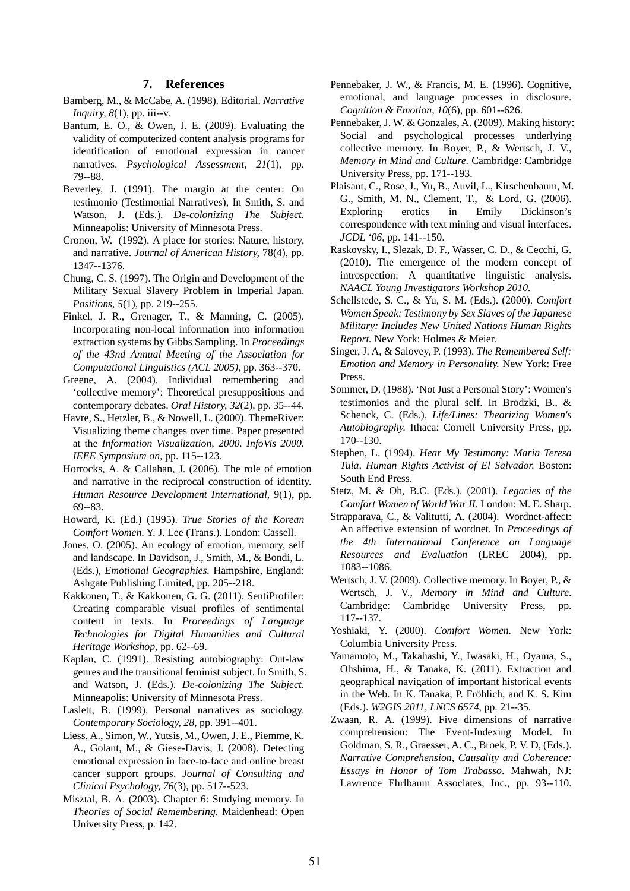## 7. References

Bamberg, M., & McCabe, A. (1998). Editorial. *Narrative Inquiry, 8*(1), pp. iii--v.

Bantum, E. O., & Owen, J. E. (2009). Evaluating the validity of computerized content analysis programs for identification of emotional expression in cancer narratives. *Psychological Assessment, 21*(1), pp. 79--88.

Beverley, J. (1991). The margin at the center: On testimonio (Testimonial Narratives), In Smith, S. and Watson, J. (Eds.). *De-colonizing The Subject.* Minneapolis: University of Minnesota Press.

Cronon, W. (1992). A place for stories: Nature, history, and narrative. *Journal of American History,* 78(4), pp. 1347--1376.

Chung, C. S. (1997). The Origin and Development of the Military Sexual Slavery Problem in Imperial Japan. *Positions, 5*(1), pp. 219--255.

Finkel, J. R., Grenager, T., & Manning, C. (2005). Incorporating non-local information into information extraction systems by Gibbs Sampling. In *Proceedings of the 43nd Annual Meeting of the Association for Computational Linguistics (ACL 2005)*, pp. 363--370.

Greene, A. (2004). Individual remembering and 'collective memory': Theoretical presuppositions and contemporary debates. *Oral History, 32*(2), pp. 35--44.

Havre, S., Hetzler, B., & Nowell, L. (2000). ThemeRiver: Visualizing theme changes over time. Paper presented at the *Information Visualization, 2000. InfoVis 2000. IEEE Symposium on*, pp. 115--123.

Horrocks, A. & Callahan, J. (2006). The role of emotion and narrative in the reciprocal construction of identity. *Human Resource Development International*, 9(1), pp. 69--83.

Howard, K. (Ed.) (1995). *True Stories of the Korean Comfort Women*. Y. J. Lee (Trans.). London: Cassell.

Jones, O. (2005). An ecology of emotion, memory, self and landscape. In Davidson, J., Smith, M., & Bondi, L. (Eds.), *Emotional Geographies.* Hampshire, England: Ashgate Publishing Limited, pp. 205--218.

Kakkonen, T., & Kakkonen, G. G. (2011). SentiProfiler: Creating comparable visual profiles of sentimental content in texts. In *Proceedings of Language Technologies for Digital Humanities and Cultural Heritage Workshop*, pp. 62--69.

Kaplan, C. (1991). Resisting autobiography: Out-law genres and the transitional feminist subject. In Smith, S. and Watson, J. (Eds.). *De-colonizing The Subject.* Minneapolis: University of Minnesota Press.

Laslett, B. (1999). Personal narratives as sociology. *Contemporary Sociology, 28*, pp. 391--401.

Liess, A., Simon, W., Yutsis, M., Owen, J. E., Piemme, K. A., Golant, M., & Giese-Davis, J. (2008). Detecting emotional expression in face-to-face and online breast cancer support groups. *Journal of Consulting and Clinical Psychology, 76*(3), pp. 517--523.

Misztal, B. A. (2003). Chapter 6: Studying memory. In *Theories of Social Remembering*. Maidenhead: Open University Press, p. 142.

Pennebaker, J. W., & Francis, M. E. (1996). Cognitive, emotional, and language processes in disclosure. *Cognition & Emotion, 10*(6), pp. 601--626.

Pennebaker, J. W. & Gonzales, A. (2009). Making history: Social and psychological processes underlying collective memory. In Boyer, P., & Wertsch, J. V., *Memory in Mind and Culture.* Cambridge: Cambridge University Press, pp. 171--193.

Plaisant, C., Rose, J., Yu, B., Auvil, L., Kirschenbaum, M. G., Smith, M. N., Clement, T., & Lord, G. (2006). Exploring erotics in Emily Dickinson's correspondence with text mining and visual interfaces. *JCDL '06*, pp. 141--150.

Raskovsky, I., Slezak, D. F., Wasser, C. D., & Cecchi, G. (2010). The emergence of the modern concept of introspection: A quantitative linguistic analysis. *NAACL Young Investigators Workshop 2010.*

Schellstede, S. C., & Yu, S. M. (Eds.). (2000). *Comfort Women Speak: Testimony by Sex Slaves of the Japanese Military: Includes New United Nations Human Rights Report.* New York: Holmes & Meier.

Singer, J. A, & Salovey, P. (1993). *The Remembered Self: Emotion and Memory in Personality.* New York: Free Press.

Sommer, D. (1988). 'Not Just a Personal Story': Women's testimonios and the plural self. In Brodzki, B., & Schenck, C. (Eds.), *Life/Lines: Theorizing Women's Autobiography.* Ithaca: Cornell University Press, pp. 170--130.

Stephen, L. (1994). *Hear My Testimony: Maria Teresa Tula, Human Rights Activist of El Salvador.* Boston: South End Press.

Stetz, M. & Oh, B.C. (Eds.). (2001). *Legacies of the Comfort Women of World War II.* London: M. E. Sharp.

Strapparava, C., & Valitutti, A. (2004). Wordnet-affect: An affective extension of wordnet. In *Proceedings of the 4th International Conference on Language Resources and Evaluation* (LREC 2004), pp. 1083--1086.

Wertsch, J. V. (2009). Collective memory. In Boyer, P., & Wertsch, J. V., *Memory in Mind and Culture.* Cambridge: Cambridge University Press, pp. 117--137.

Yoshiaki, Y. (2000). *Comfort Women.* New York: Columbia University Press.

Yamamoto, M., Takahashi, Y., Iwasaki, H., Oyama, S., Ohshima, H., & Tanaka, K. (2011). Extraction and geographical navigation of important historical events in the Web. In K. Tanaka, P. Fröhlich, and K. S. Kim (Eds.). *W2GIS 2011, LNCS 6574*, pp. 21--35.

Zwaan, R. A. (1999). Five dimensions of narrative comprehension: The Event-Indexing Model. In Goldman, S. R., Graesser, A. C., Broek, P. V. D, (Eds.). *Narrative Comprehension, Causality and Coherence: Essays in Honor of Tom Trabasso*. Mahwah, NJ: Lawrence Ehrlbaum Associates, Inc., pp. 93--110.